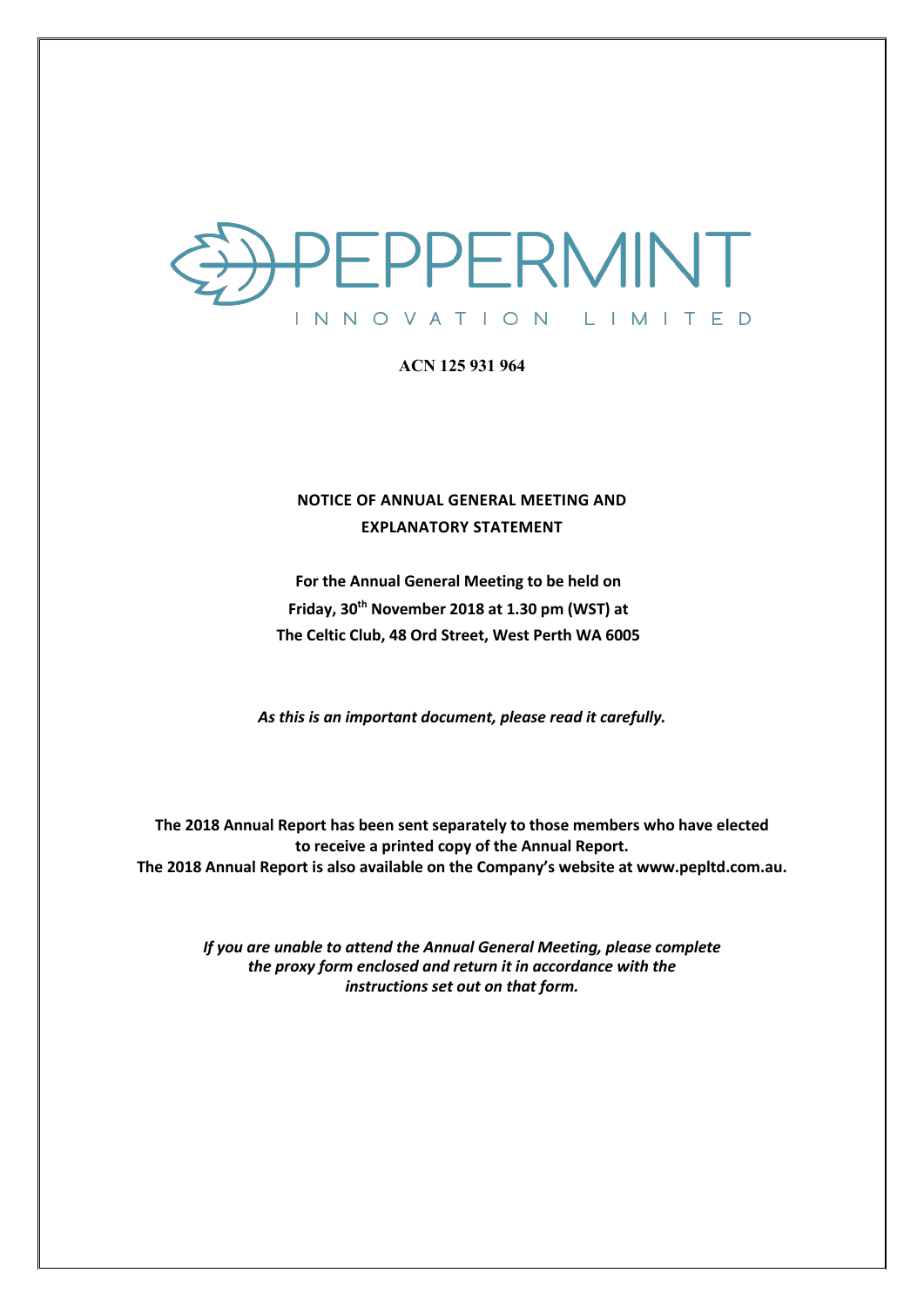# PEPPERMINT

INNOVATION LIMITED

**ACN 125 931 964**

**NOTICE OF ANNUAL GENERAL MEETING AND EXPLANATORY STATEMENT**

**For the Annual General Meeting to be held on Friday, 30th November 2018 at 1.30 pm (WST) at The Celtic Club, 48 Ord Street, West Perth WA 6005**

*As this is an important document, please read it carefully.*

**The 2018 Annual Report has been sent separately to those members who have elected to receive a printed copy of the Annual Report.**
**The 2018 Annual Report is also available on the Company's website at www.pepltd.com.au.**

***If you are unable to attend the Annual General Meeting, please complete the proxy form enclosed and return it in accordance with the instructions set out on that form.***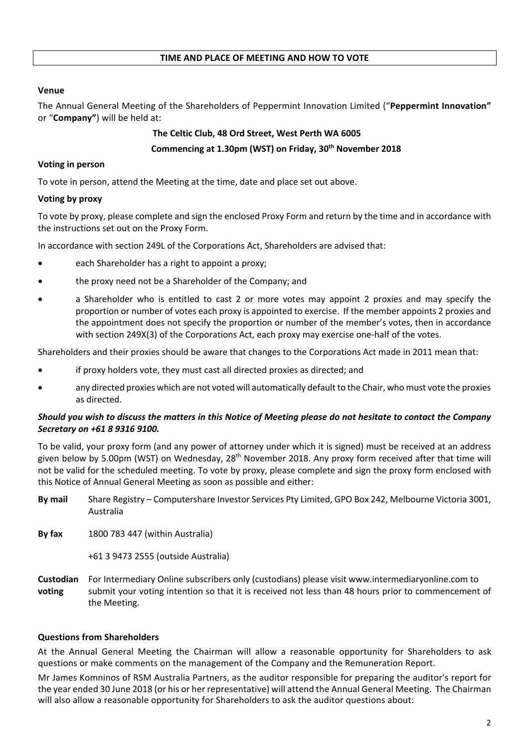## TIME AND PLACE OF MEETING AND HOW TO VOTE

### Venue

The Annual General Meeting of the Shareholders of Peppermint Innovation Limited ("**Peppermint Innovation"** or "**Company"**) will be held at:

**The Celtic Club, 48 Ord Street, West Perth WA 6005**

**Commencing at 1.30pm (WST) on Friday, 30th November 2018**

### Voting in person

To vote in person, attend the Meeting at the time, date and place set out above.

### Voting by proxy

To vote by proxy, please complete and sign the enclosed Proxy Form and return by the time and in accordance with the instructions set out on the Proxy Form.

In accordance with section 249L of the Corporations Act, Shareholders are advised that:

- each Shareholder has a right to appoint a proxy;
- the proxy need not be a Shareholder of the Company; and
- a Shareholder who is entitled to cast 2 or more votes may appoint 2 proxies and may specify the proportion or number of votes each proxy is appointed to exercise. If the member appoints 2 proxies and the appointment does not specify the proportion or number of the member's votes, then in accordance with section 249X(3) of the Corporations Act, each proxy may exercise one-half of the votes.

Shareholders and their proxies should be aware that changes to the Corporations Act made in 2011 mean that:

- if proxy holders vote, they must cast all directed proxies as directed; and
- any directed proxies which are not voted will automatically default to the Chair, who must vote the proxies as directed.

***Should you wish to discuss the matters in this Notice of Meeting please do not hesitate to contact the Company Secretary on +61 8 9316 9100.***

To be valid, your proxy form (and any power of attorney under which it is signed) must be received at an address given below by 5.00pm (WST) on Wednesday, 28th November 2018. Any proxy form received after that time will not be valid for the scheduled meeting. To vote by proxy, please complete and sign the proxy form enclosed with this Notice of Annual General Meeting as soon as possible and either:

**By mail** Share Registry – Computershare Investor Services Pty Limited, GPO Box 242, Melbourne Victoria 3001, Australia

**By fax** 1800 783 447 (within Australia)

+61 3 9473 2555 (outside Australia)

**Custodian voting** For Intermediary Online subscribers only (custodians) please visit www.intermediaryonline.com to submit your voting intention so that it is received not less than 48 hours prior to commencement of the Meeting.

### Questions from Shareholders

At the Annual General Meeting the Chairman will allow a reasonable opportunity for Shareholders to ask questions or make comments on the management of the Company and the Remuneration Report.

Mr James Komninos of RSM Australia Partners, as the auditor responsible for preparing the auditor's report for the year ended 30 June 2018 (or his or her representative) will attend the Annual General Meeting. The Chairman will also allow a reasonable opportunity for Shareholders to ask the auditor questions about: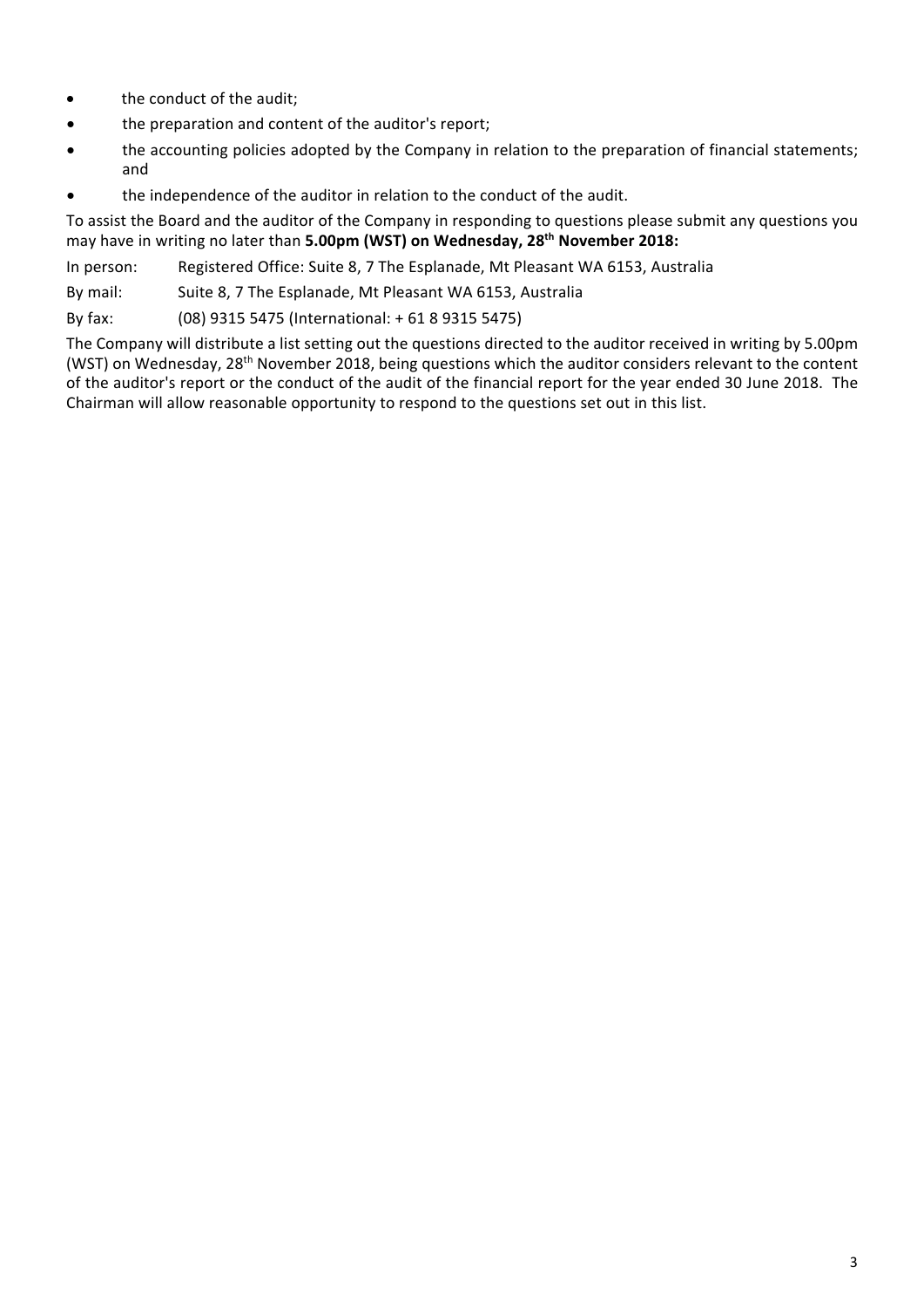- the conduct of the audit;
- the preparation and content of the auditor's report;
- the accounting policies adopted by the Company in relation to the preparation of financial statements; and
- the independence of the auditor in relation to the conduct of the audit.

To assist the Board and the auditor of the Company in responding to questions please submit any questions you may have in writing no later than **5.00pm (WST) on Wednesday, 28th November 2018:**

In person: Registered Office: Suite 8, 7 The Esplanade, Mt Pleasant WA 6153, Australia

By mail: Suite 8, 7 The Esplanade, Mt Pleasant WA 6153, Australia

By fax: (08) 9315 5475 (International: + 61 8 9315 5475)

The Company will distribute a list setting out the questions directed to the auditor received in writing by 5.00pm (WST) on Wednesday, 28th November 2018, being questions which the auditor considers relevant to the content of the auditor's report or the conduct of the audit of the financial report for the year ended 30 June 2018. The Chairman will allow reasonable opportunity to respond to the questions set out in this list.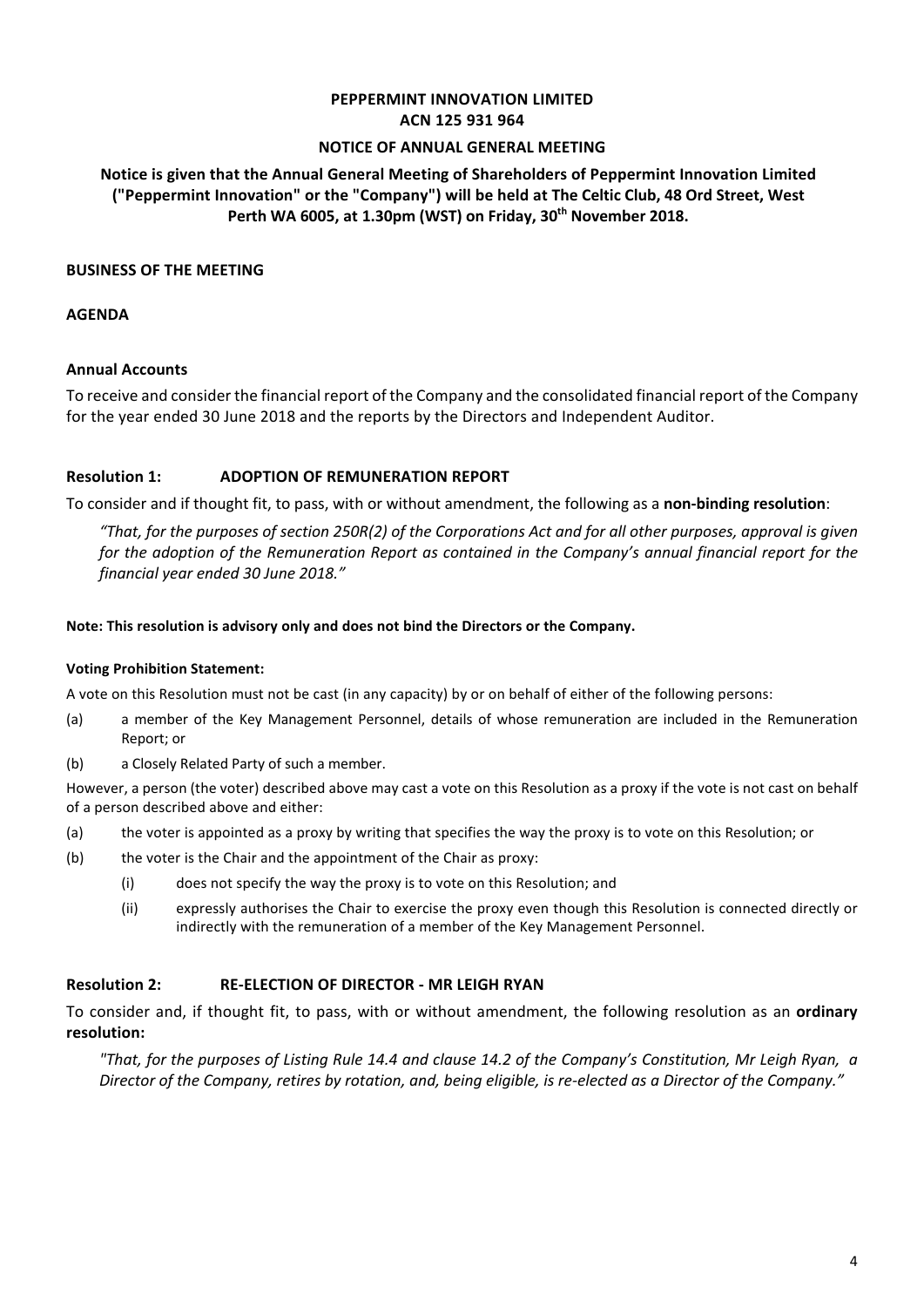**PEPPERMINT INNOVATION LIMITED**
**ACN 125 931 964**

**NOTICE OF ANNUAL GENERAL MEETING**

**Notice is given that the Annual General Meeting of Shareholders of Peppermint Innovation Limited ("Peppermint Innovation" or the "Company") will be held at The Celtic Club, 48 Ord Street, West Perth WA 6005, at 1.30pm (WST) on Friday, 30th November 2018.**

**BUSINESS OF THE MEETING**

**AGENDA**

**Annual Accounts**

To receive and consider the financial report of the Company and the consolidated financial report of the Company for the year ended 30 June 2018 and the reports by the Directors and Independent Auditor.

**Resolution 1: ADOPTION OF REMUNERATION REPORT**

To consider and if thought fit, to pass, with or without amendment, the following as a **non-binding resolution**:

*"That, for the purposes of section 250R(2) of the Corporations Act and for all other purposes, approval is given for the adoption of the Remuneration Report as contained in the Company's annual financial report for the financial year ended 30 June 2018."*

**Note: This resolution is advisory only and does not bind the Directors or the Company.**

**Voting Prohibition Statement:**

A vote on this Resolution must not be cast (in any capacity) by or on behalf of either of the following persons:

(a) a member of the Key Management Personnel, details of whose remuneration are included in the Remuneration Report; or

(b) a Closely Related Party of such a member.

However, a person (the voter) described above may cast a vote on this Resolution as a proxy if the vote is not cast on behalf of a person described above and either:

(a) the voter is appointed as a proxy by writing that specifies the way the proxy is to vote on this Resolution; or

(b) the voter is the Chair and the appointment of the Chair as proxy:

   (i) does not specify the way the proxy is to vote on this Resolution; and

   (ii) expressly authorises the Chair to exercise the proxy even though this Resolution is connected directly or indirectly with the remuneration of a member of the Key Management Personnel.

**Resolution 2: RE-ELECTION OF DIRECTOR - MR LEIGH RYAN**

To consider and, if thought fit, to pass, with or without amendment, the following resolution as an **ordinary resolution:**

*"That, for the purposes of Listing Rule 14.4 and clause 14.2 of the Company's Constitution, Mr Leigh Ryan, a Director of the Company, retires by rotation, and, being eligible, is re-elected as a Director of the Company."*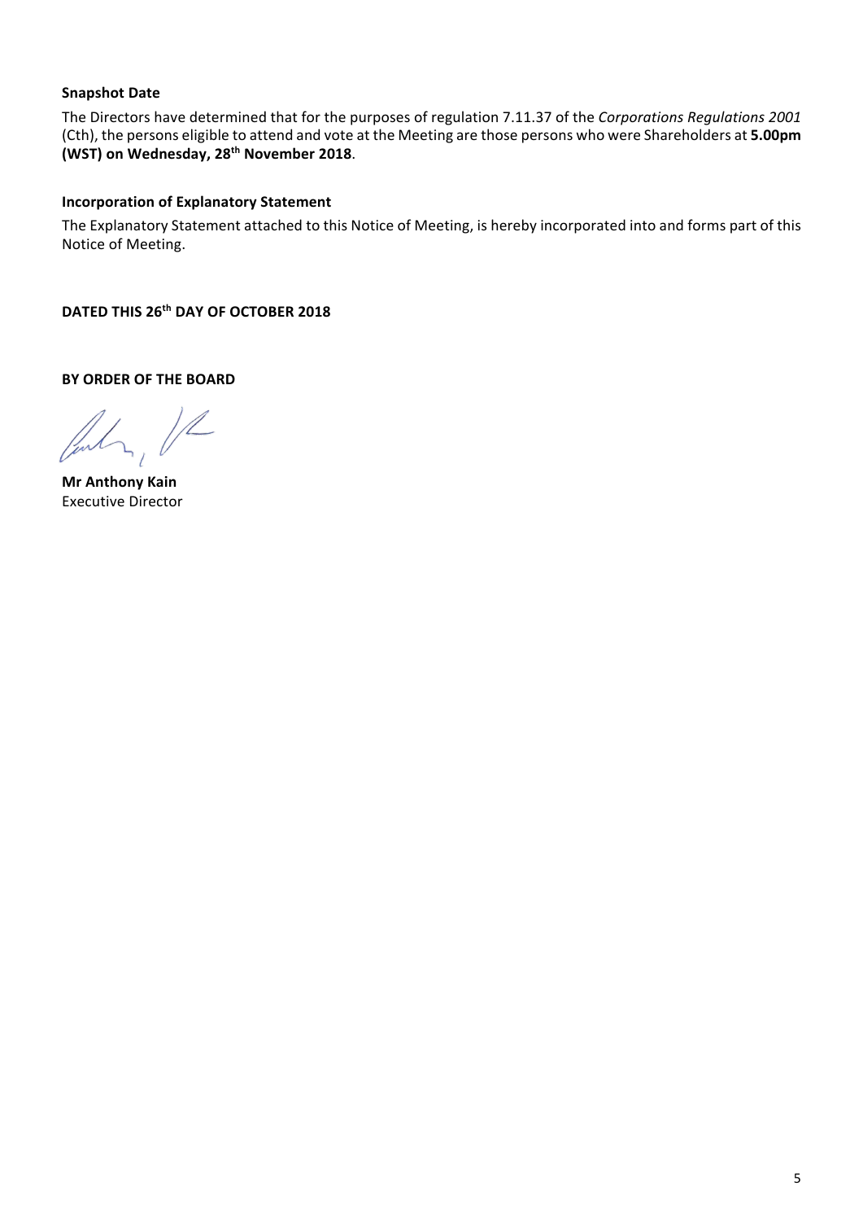**Snapshot Date**

The Directors have determined that for the purposes of regulation 7.11.37 of the *Corporations Regulations 2001* (Cth), the persons eligible to attend and vote at the Meeting are those persons who were Shareholders at **5.00pm (WST) on Wednesday, 28th November 2018**.

**Incorporation of Explanatory Statement**

The Explanatory Statement attached to this Notice of Meeting, is hereby incorporated into and forms part of this Notice of Meeting.

**DATED THIS 26th DAY OF OCTOBER 2018**

**BY ORDER OF THE BOARD**

**Mr Anthony Kain**
Executive Director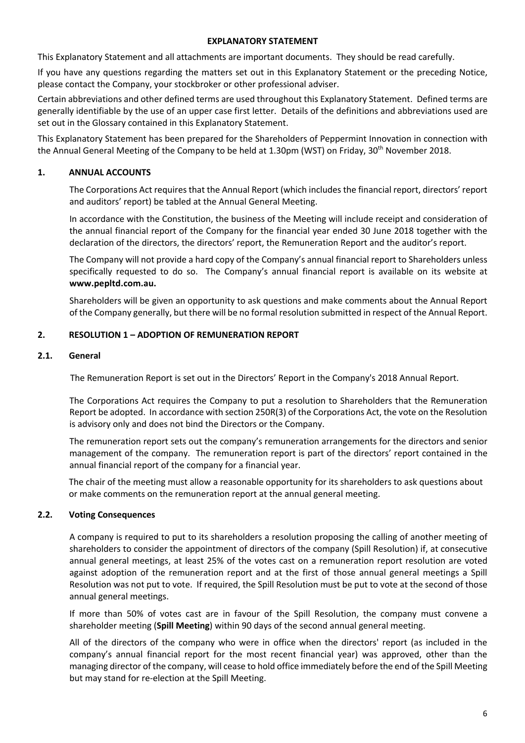# EXPLANATORY STATEMENT

This Explanatory Statement and all attachments are important documents. They should be read carefully.

If you have any questions regarding the matters set out in this Explanatory Statement or the preceding Notice, please contact the Company, your stockbroker or other professional adviser.

Certain abbreviations and other defined terms are used throughout this Explanatory Statement. Defined terms are generally identifiable by the use of an upper case first letter. Details of the definitions and abbreviations used are set out in the Glossary contained in this Explanatory Statement.

This Explanatory Statement has been prepared for the Shareholders of Peppermint Innovation in connection with the Annual General Meeting of the Company to be held at 1.30pm (WST) on Friday, 30th November 2018.

## 1. ANNUAL ACCOUNTS

The Corporations Act requires that the Annual Report (which includes the financial report, directors' report and auditors' report) be tabled at the Annual General Meeting.

In accordance with the Constitution, the business of the Meeting will include receipt and consideration of the annual financial report of the Company for the financial year ended 30 June 2018 together with the declaration of the directors, the directors' report, the Remuneration Report and the auditor's report.

The Company will not provide a hard copy of the Company's annual financial report to Shareholders unless specifically requested to do so. The Company's annual financial report is available on its website at **www.pepltd.com.au.**

Shareholders will be given an opportunity to ask questions and make comments about the Annual Report of the Company generally, but there will be no formal resolution submitted in respect of the Annual Report.

## 2. RESOLUTION 1 – ADOPTION OF REMUNERATION REPORT

### 2.1. General

The Remuneration Report is set out in the Directors' Report in the Company's 2018 Annual Report.

The Corporations Act requires the Company to put a resolution to Shareholders that the Remuneration Report be adopted. In accordance with section 250R(3) of the Corporations Act, the vote on the Resolution is advisory only and does not bind the Directors or the Company.

The remuneration report sets out the company's remuneration arrangements for the directors and senior management of the company. The remuneration report is part of the directors' report contained in the annual financial report of the company for a financial year.

The chair of the meeting must allow a reasonable opportunity for its shareholders to ask questions about or make comments on the remuneration report at the annual general meeting.

### 2.2. Voting Consequences

A company is required to put to its shareholders a resolution proposing the calling of another meeting of shareholders to consider the appointment of directors of the company (Spill Resolution) if, at consecutive annual general meetings, at least 25% of the votes cast on a remuneration report resolution are voted against adoption of the remuneration report and at the first of those annual general meetings a Spill Resolution was not put to vote. If required, the Spill Resolution must be put to vote at the second of those annual general meetings.

If more than 50% of votes cast are in favour of the Spill Resolution, the company must convene a shareholder meeting (**Spill Meeting**) within 90 days of the second annual general meeting.

All of the directors of the company who were in office when the directors' report (as included in the company's annual financial report for the most recent financial year) was approved, other than the managing director of the company, will cease to hold office immediately before the end of the Spill Meeting but may stand for re-election at the Spill Meeting.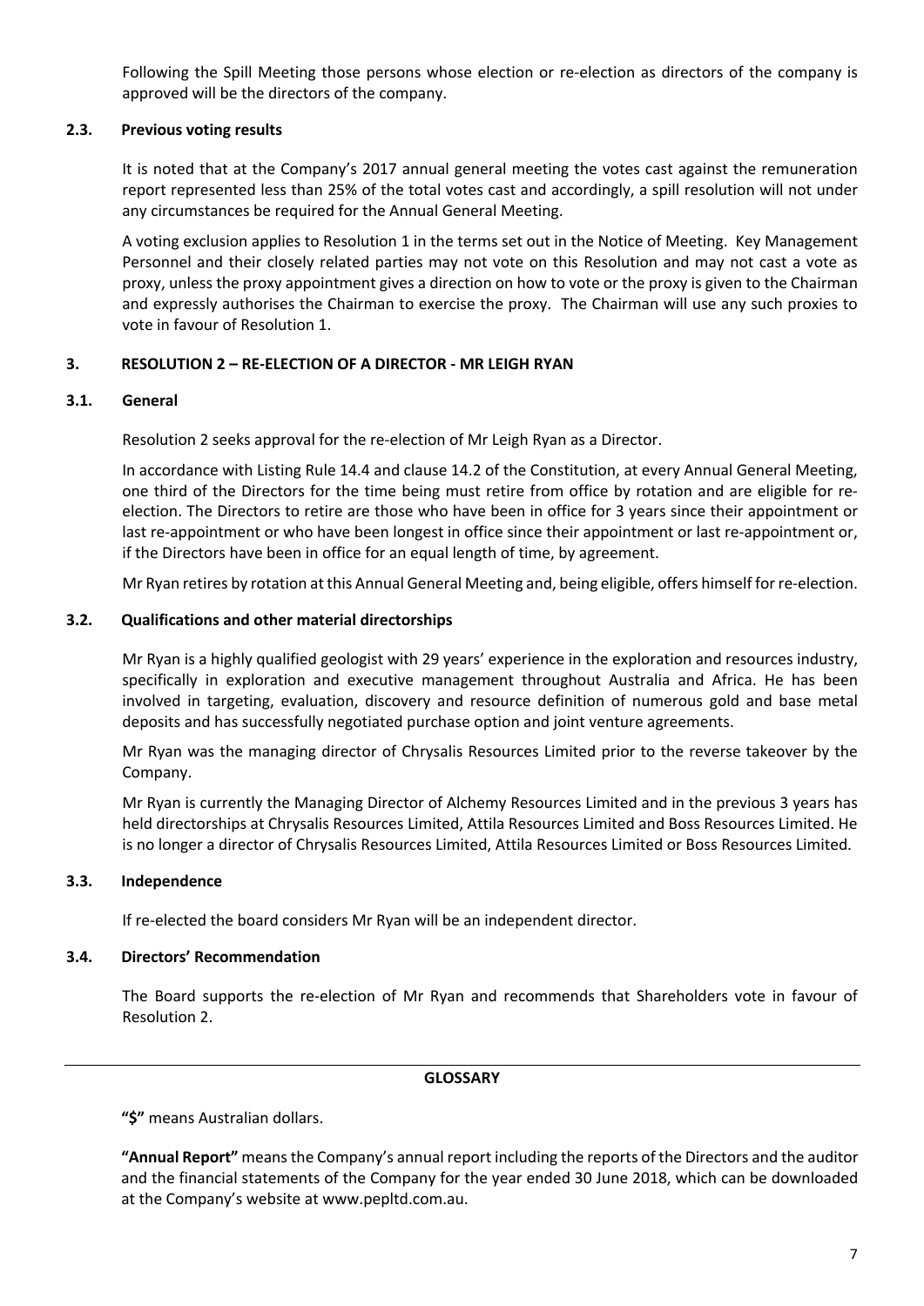Following the Spill Meeting those persons whose election or re-election as directors of the company is approved will be the directors of the company.

### 2.3. Previous voting results

It is noted that at the Company's 2017 annual general meeting the votes cast against the remuneration report represented less than 25% of the total votes cast and accordingly, a spill resolution will not under any circumstances be required for the Annual General Meeting.

A voting exclusion applies to Resolution 1 in the terms set out in the Notice of Meeting. Key Management Personnel and their closely related parties may not vote on this Resolution and may not cast a vote as proxy, unless the proxy appointment gives a direction on how to vote or the proxy is given to the Chairman and expressly authorises the Chairman to exercise the proxy. The Chairman will use any such proxies to vote in favour of Resolution 1.

## 3. RESOLUTION 2 – RE-ELECTION OF A DIRECTOR - MR LEIGH RYAN

### 3.1. General

Resolution 2 seeks approval for the re-election of Mr Leigh Ryan as a Director.

In accordance with Listing Rule 14.4 and clause 14.2 of the Constitution, at every Annual General Meeting, one third of the Directors for the time being must retire from office by rotation and are eligible for re-election. The Directors to retire are those who have been in office for 3 years since their appointment or last re-appointment or who have been longest in office since their appointment or last re-appointment or, if the Directors have been in office for an equal length of time, by agreement.

Mr Ryan retires by rotation at this Annual General Meeting and, being eligible, offers himself for re-election.

### 3.2. Qualifications and other material directorships

Mr Ryan is a highly qualified geologist with 29 years' experience in the exploration and resources industry, specifically in exploration and executive management throughout Australia and Africa. He has been involved in targeting, evaluation, discovery and resource definition of numerous gold and base metal deposits and has successfully negotiated purchase option and joint venture agreements.

Mr Ryan was the managing director of Chrysalis Resources Limited prior to the reverse takeover by the Company.

Mr Ryan is currently the Managing Director of Alchemy Resources Limited and in the previous 3 years has held directorships at Chrysalis Resources Limited, Attila Resources Limited and Boss Resources Limited. He is no longer a director of Chrysalis Resources Limited, Attila Resources Limited or Boss Resources Limited.

### 3.3. Independence

If re-elected the board considers Mr Ryan will be an independent director.

### 3.4. Directors' Recommendation

The Board supports the re-election of Mr Ryan and recommends that Shareholders vote in favour of Resolution 2.

---

## GLOSSARY

**"$"** means Australian dollars.

**"Annual Report"** means the Company's annual report including the reports of the Directors and the auditor and the financial statements of the Company for the year ended 30 June 2018, which can be downloaded at the Company's website at www.pepltd.com.au.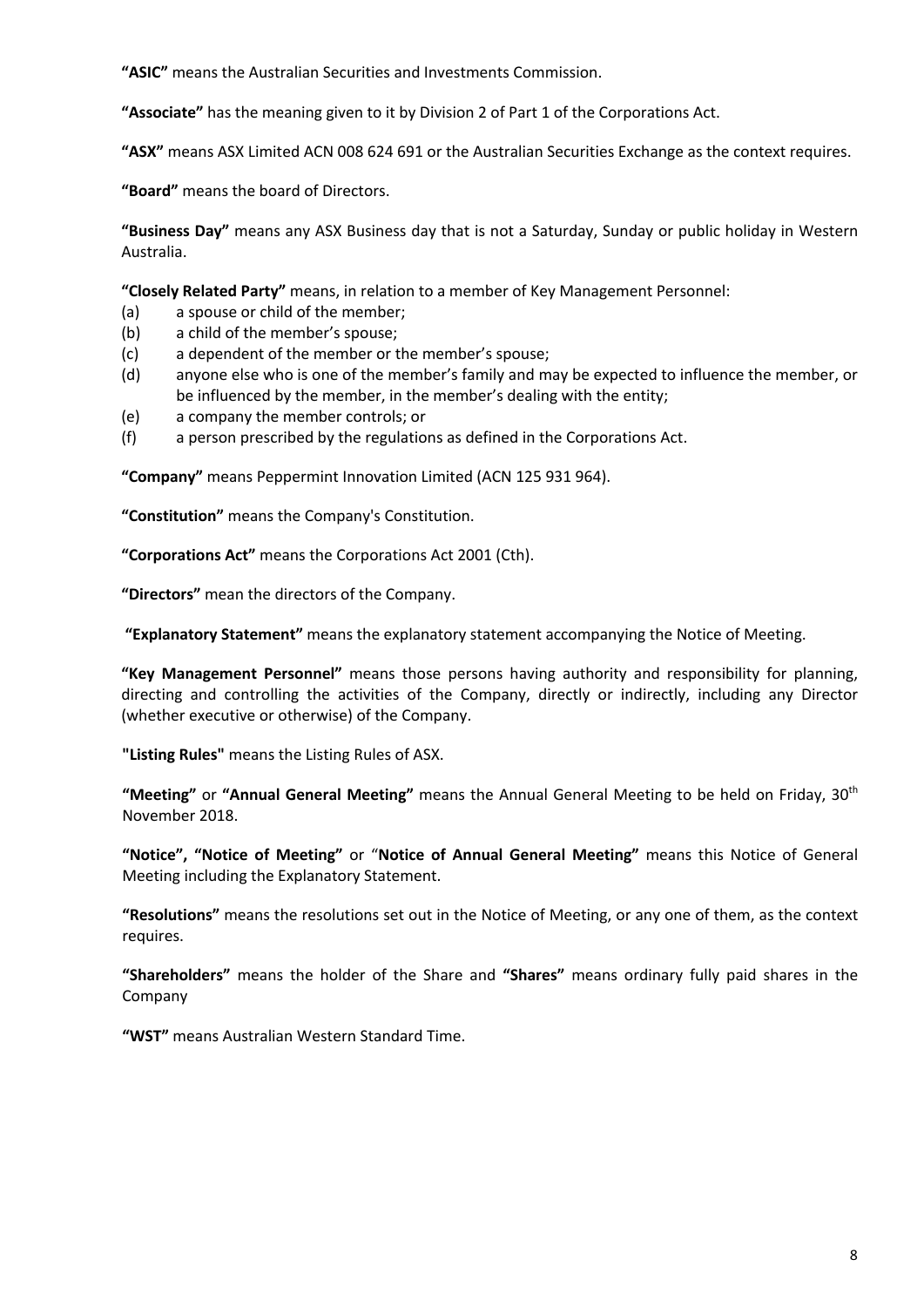**"ASIC"** means the Australian Securities and Investments Commission.

**"Associate"** has the meaning given to it by Division 2 of Part 1 of the Corporations Act.

**"ASX"** means ASX Limited ACN 008 624 691 or the Australian Securities Exchange as the context requires.

**"Board"** means the board of Directors.

**"Business Day"** means any ASX Business day that is not a Saturday, Sunday or public holiday in Western Australia.

**"Closely Related Party"** means, in relation to a member of Key Management Personnel:

(a) a spouse or child of the member;
(b) a child of the member's spouse;
(c) a dependent of the member or the member's spouse;
(d) anyone else who is one of the member's family and may be expected to influence the member, or be influenced by the member, in the member's dealing with the entity;
(e) a company the member controls; or
(f) a person prescribed by the regulations as defined in the Corporations Act.

**"Company"** means Peppermint Innovation Limited (ACN 125 931 964).

**"Constitution"** means the Company's Constitution.

**"Corporations Act"** means the Corporations Act 2001 (Cth).

**"Directors"** mean the directors of the Company.

**"Explanatory Statement"** means the explanatory statement accompanying the Notice of Meeting.

**"Key Management Personnel"** means those persons having authority and responsibility for planning, directing and controlling the activities of the Company, directly or indirectly, including any Director (whether executive or otherwise) of the Company.

**"Listing Rules"** means the Listing Rules of ASX.

**"Meeting"** or **"Annual General Meeting"** means the Annual General Meeting to be held on Friday, 30th November 2018.

**"Notice", "Notice of Meeting"** or "**Notice of Annual General Meeting"** means this Notice of General Meeting including the Explanatory Statement.

**"Resolutions"** means the resolutions set out in the Notice of Meeting, or any one of them, as the context requires.

**"Shareholders"** means the holder of the Share and **"Shares"** means ordinary fully paid shares in the Company

**"WST"** means Australian Western Standard Time.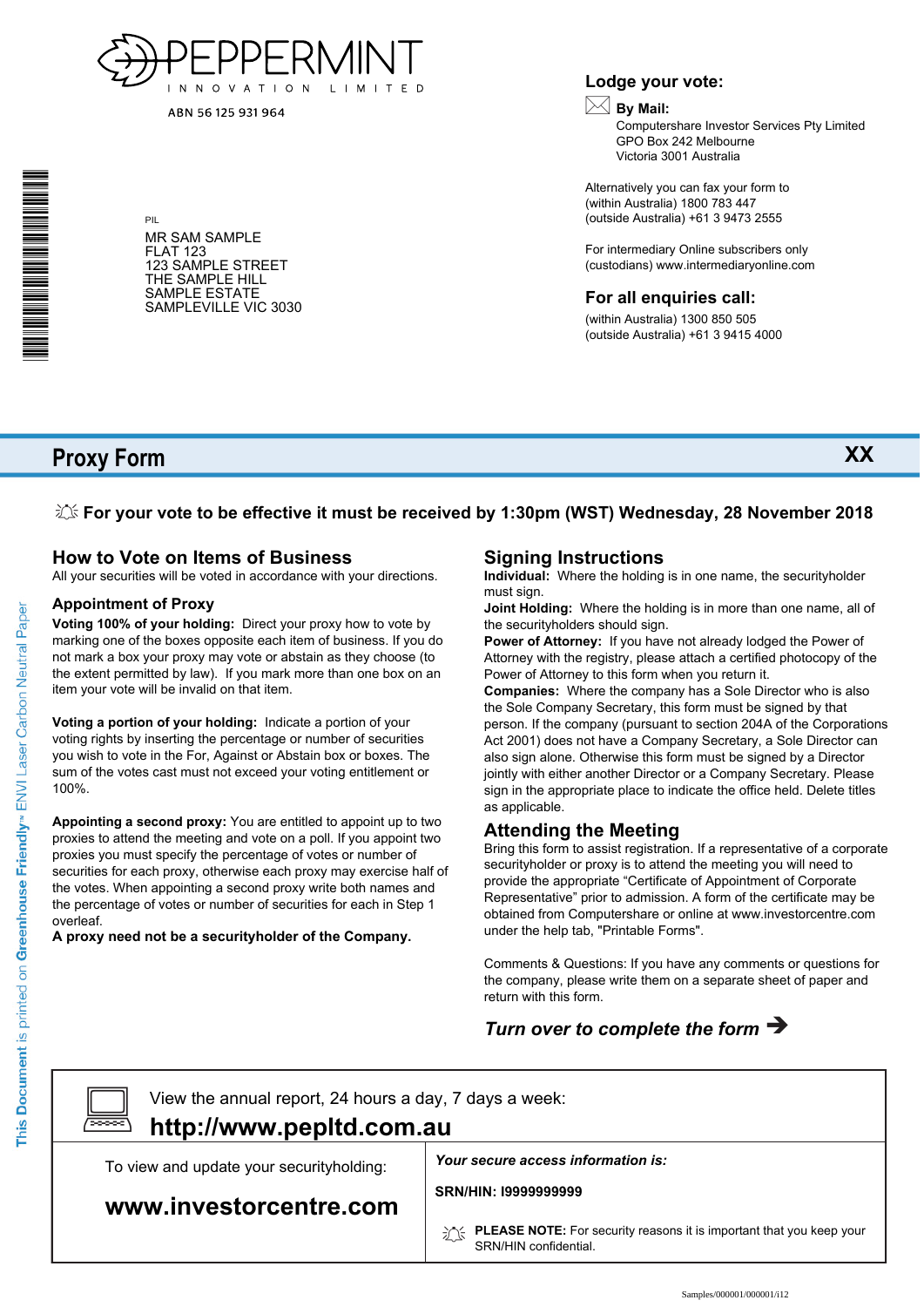PEPPERMINT
INNOVATION LIMITED

ABN 56 125 931 964

PIL

MR SAM SAMPLE
FLAT 123
123 SAMPLE STREET
THE SAMPLE HILL
SAMPLE ESTATE
SAMPLEVILLE VIC 3030

## Lodge your vote:

**By Mail:**
Computershare Investor Services Pty Limited
GPO Box 242 Melbourne
Victoria 3001 Australia

Alternatively you can fax your form to
(within Australia) 1800 783 447
(outside Australia) +61 3 9473 2555

For intermediary Online subscribers only
(custodians) www.intermediaryonline.com

## For all enquiries call:

(within Australia) 1300 850 505
(outside Australia) +61 3 9415 4000

# Proxy Form

**XX**

**For your vote to be effective it must be received by 1:30pm (WST) Wednesday, 28 November 2018**

## How to Vote on Items of Business

All your securities will be voted in accordance with your directions.

### Appointment of Proxy

**Voting 100% of your holding:** Direct your proxy how to vote by marking one of the boxes opposite each item of business. If you do not mark a box your proxy may vote or abstain as they choose (to the extent permitted by law). If you mark more than one box on an item your vote will be invalid on that item.

**Voting a portion of your holding:** Indicate a portion of your voting rights by inserting the percentage or number of securities you wish to vote in the For, Against or Abstain box or boxes. The sum of the votes cast must not exceed your voting entitlement or 100%.

**Appointing a second proxy:** You are entitled to appoint up to two proxies to attend the meeting and vote on a poll. If you appoint two proxies you must specify the percentage of votes or number of securities for each proxy, otherwise each proxy may exercise half of the votes. When appointing a second proxy write both names and the percentage of votes or number of securities for each in Step 1 overleaf.

**A proxy need not be a securityholder of the Company.**

## Signing Instructions

**Individual:** Where the holding is in one name, the securityholder must sign.

**Joint Holding:** Where the holding is in more than one name, all of the securityholders should sign.

**Power of Attorney:** If you have not already lodged the Power of Attorney with the registry, please attach a certified photocopy of the Power of Attorney to this form when you return it.

**Companies:** Where the company has a Sole Director who is also the Sole Company Secretary, this form must be signed by that person. If the company (pursuant to section 204A of the Corporations Act 2001) does not have a Company Secretary, a Sole Director can also sign alone. Otherwise this form must be signed by a Director jointly with either another Director or a Company Secretary. Please sign in the appropriate place to indicate the office held. Delete titles as applicable.

## Attending the Meeting

Bring this form to assist registration. If a representative of a corporate securityholder or proxy is to attend the meeting you will need to provide the appropriate "Certificate of Appointment of Corporate Representative" prior to admission. A form of the certificate may be obtained from Computershare or online at www.investorcentre.com under the help tab, "Printable Forms".

Comments & Questions: If you have any comments or questions for the company, please write them on a separate sheet of paper and return with this form.

***Turn over to complete the form →***

View the annual report, 24 hours a day, 7 days a week:

**http://www.pepltd.com.au**

To view and update your securityholding:

**www.investorcentre.com**

***Your secure access information is:***

**SRN/HIN: I9999999999**

**PLEASE NOTE:** For security reasons it is important that you keep your SRN/HIN confidential.

This Document is printed on Greenhouse Friendly™ ENVI Laser Carbon Neutral Paper

Samples/000001/000001/i12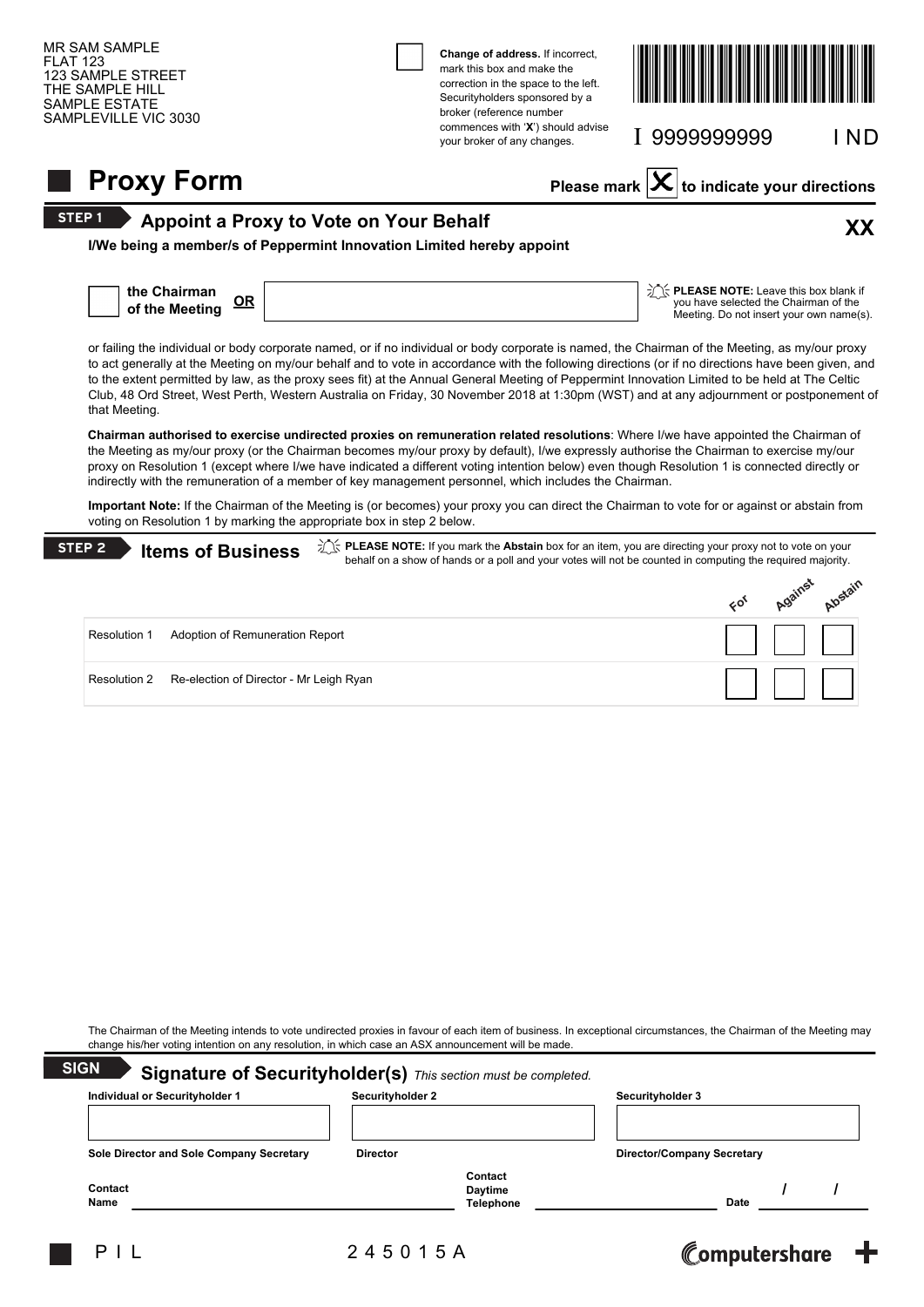MR SAM SAMPLE
FLAT 123
123 SAMPLE STREET
THE SAMPLE HILL
SAMPLE ESTATE
SAMPLEVILLE VIC 3030

☐ **Change of address.** If incorrect, mark this box and make the correction in the space to the left. Securityholders sponsored by a broker (reference number commences with '**X**') should advise your broker of any changes.

I 9999999999 IND

# Proxy Form

**Please mark ☒ to indicate your directions**

## STEP 1 Appoint a Proxy to Vote on Your Behalf

**XX**

**I/We being a member/s of Peppermint Innovation Limited hereby appoint**

☐ **the Chairman of the Meeting** **OR** ____________________

**PLEASE NOTE:** Leave this box blank if you have selected the Chairman of the Meeting. Do not insert your own name(s).

or failing the individual or body corporate named, or if no individual or body corporate is named, the Chairman of the Meeting, as my/our proxy to act generally at the Meeting on my/our behalf and to vote in accordance with the following directions (or if no directions have been given, and to the extent permitted by law, as the proxy sees fit) at the Annual General Meeting of Peppermint Innovation Limited to be held at The Celtic Club, 48 Ord Street, West Perth, Western Australia on Friday, 30 November 2018 at 1:30pm (WST) and at any adjournment or postponement of that Meeting.

**Chairman authorised to exercise undirected proxies on remuneration related resolutions**: Where I/we have appointed the Chairman of the Meeting as my/our proxy (or the Chairman becomes my/our proxy by default), I/we expressly authorise the Chairman to exercise my/our proxy on Resolution 1 (except where I/we have indicated a different voting intention below) even though Resolution 1 is connected directly or indirectly with the remuneration of a member of key management personnel, which includes the Chairman.

**Important Note:** If the Chairman of the Meeting is (or becomes) your proxy you can direct the Chairman to vote for or against or abstain from voting on Resolution 1 by marking the appropriate box in step 2 below.

## STEP 2 Items of Business

**PLEASE NOTE:** If you mark the **Abstain** box for an item, you are directing your proxy not to vote on your behalf on a show of hands or a poll and your votes will not be counted in computing the required majority.

| | | For | Against | Abstain |
|---|---|---|---|---|
| Resolution 1 | Adoption of Remuneration Report | ☐ | ☐ | ☐ |
| Resolution 2 | Re-election of Director - Mr Leigh Ryan | ☐ | ☐ | ☐ |

The Chairman of the Meeting intends to vote undirected proxies in favour of each item of business. In exceptional circumstances, the Chairman of the Meeting may change his/her voting intention on any resolution, in which case an ASX announcement will be made.

## SIGN Signature of Securityholder(s) *This section must be completed.*

| Individual or Securityholder 1 | Securityholder 2 | Securityholder 3 |
|---|---|---|
| | | |
| Sole Director and Sole Company Secretary | Director | Director/Company Secretary |

Contact Name ____________________ Contact Daytime Telephone ____________________ Date ___ / ___ / ___

PIL 245015A

Computershare